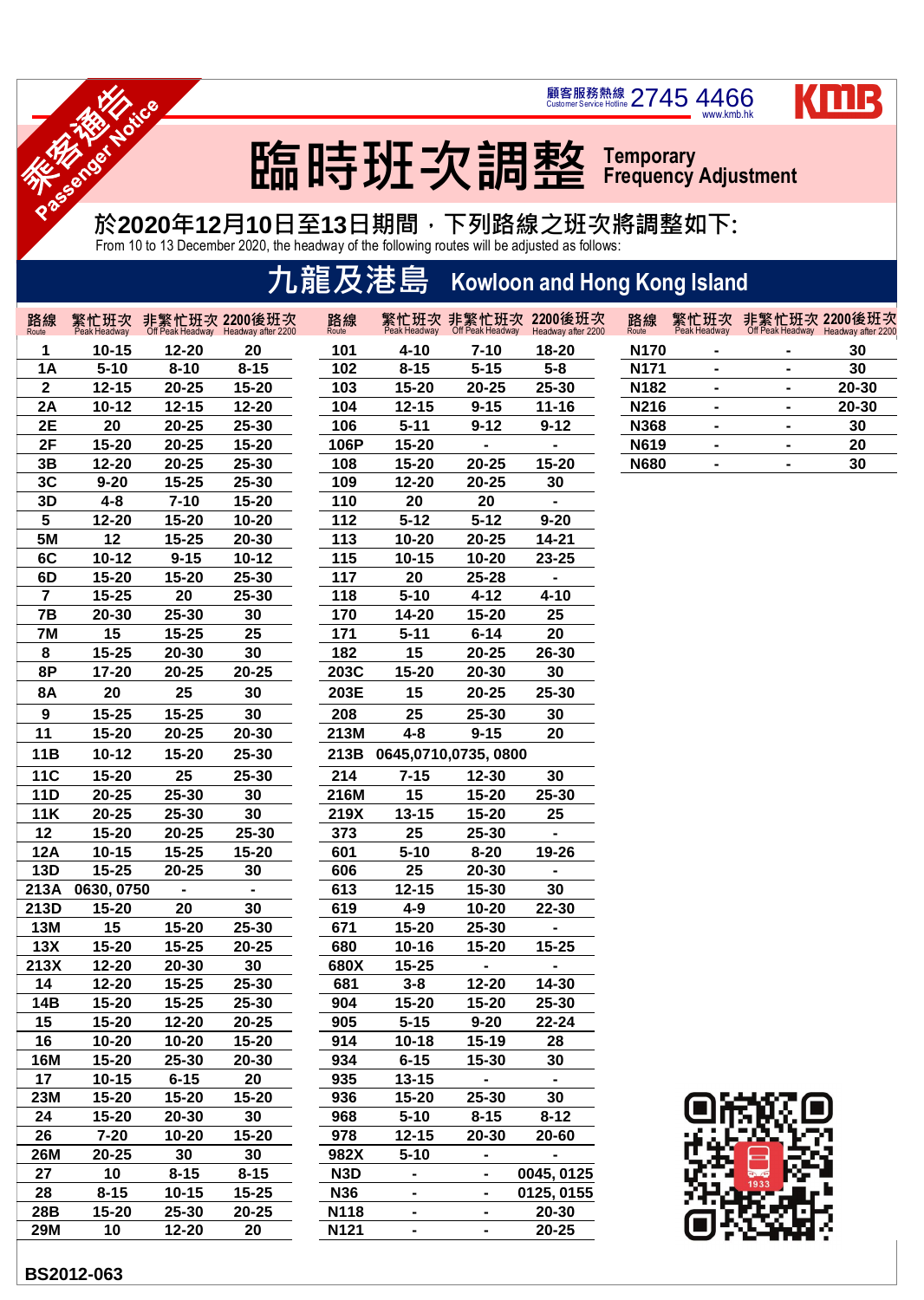乘客通告 Passenger Notice

顧客服務熱線 Customer Service Hotline 2745 4466 www.kmb.hk

KMB

# 臨時班次調整 Temporary Frequency Adjustment

**於2020年12月10日至13日期間，下列路線之班次將調整如下:**

From 10 to 13 December 2020, the headway of the following routes will be adjusted as follows:

## 九龍及港島 Kowloon and Hong Kong Island

| 路線 Route | 繁忙班次 Peak Headway | 非繁忙班次 Off Peak Headway | 2200後班次 Headway after 2200 |
|---|---|---|---|
| 1 | 10-15 | 12-20 | 20 |
| 1A | 5-10 | 8-10 | 8-15 |
| 2 | 12-15 | 20-25 | 15-20 |
| 2A | 10-12 | 12-15 | 12-20 |
| 2E | 20 | 20-25 | 25-30 |
| 2F | 15-20 | 20-25 | 15-20 |
| 3B | 12-20 | 20-25 | 25-30 |
| 3C | 9-20 | 15-25 | 25-30 |
| 3D | 4-8 | 7-10 | 15-20 |
| 5 | 12-20 | 15-20 | 10-20 |
| 5M | 12 | 15-25 | 20-30 |
| 6C | 10-12 | 9-15 | 10-12 |
| 6D | 15-20 | 15-20 | 25-30 |
| 7 | 15-25 | 20 | 25-30 |
| 7B | 20-30 | 25-30 | 30 |
| 7M | 15 | 15-25 | 25 |
| 8 | 15-25 | 20-30 | 30 |
| 8P | 17-20 | 20-25 | 20-25 |
| 8A | 20 | 25 | 30 |
| 9 | 15-25 | 15-25 | 30 |
| 11 | 15-20 | 20-25 | 20-30 |
| 11B | 10-12 | 15-20 | 25-30 |
| 11C | 15-20 | 25 | 25-30 |
| 11D | 20-25 | 25-30 | 30 |
| 11K | 20-25 | 25-30 | 30 |
| 12 | 15-20 | 20-25 | 25-30 |
| 12A | 10-15 | 15-25 | 15-20 |
| 13D | 15-25 | 20-25 | 30 |
| 213A | 0630, 0750 | - | - |
| 213D | 15-20 | 20 | 30 |
| 13M | 15 | 15-20 | 25-30 |
| 13X | 15-20 | 15-25 | 20-25 |
| 213X | 12-20 | 20-30 | 30 |
| 14 | 12-20 | 15-25 | 25-30 |
| 14B | 15-20 | 15-25 | 25-30 |
| 15 | 15-20 | 12-20 | 20-25 |
| 16 | 10-20 | 10-20 | 15-20 |
| 16M | 15-20 | 25-30 | 20-30 |
| 17 | 10-15 | 6-15 | 20 |
| 23M | 15-20 | 15-20 | 15-20 |
| 24 | 15-20 | 20-30 | 30 |
| 26 | 7-20 | 10-20 | 15-20 |
| 26M | 20-25 | 30 | 30 |
| 27 | 10 | 8-15 | 8-15 |
| 28 | 8-15 | 10-15 | 15-25 |
| 28B | 15-20 | 25-30 | 20-25 |
| 29M | 10 | 12-20 | 20 |
| 101 | 4-10 | 7-10 | 18-20 |
| 102 | 8-15 | 5-15 | 5-8 |
| 103 | 15-20 | 20-25 | 25-30 |
| 104 | 12-15 | 9-15 | 11-16 |
| 106 | 5-11 | 9-12 | 9-12 |
| 106P | 15-20 | - | - |
| 108 | 15-20 | 20-25 | 15-20 |
| 109 | 12-20 | 20-25 | 30 |
| 110 | 20 | 20 | - |
| 112 | 5-12 | 5-12 | 9-20 |
| 113 | 10-20 | 20-25 | 14-21 |
| 115 | 10-15 | 10-20 | 23-25 |
| 117 | 20 | 25-28 | - |
| 118 | 5-10 | 4-12 | 4-10 |
| 170 | 14-20 | 15-20 | 25 |
| 171 | 5-11 | 6-14 | 20 |
| 182 | 15 | 20-25 | 26-30 |
| 203C | 15-20 | 20-30 | 30 |
| 203E | 15 | 20-25 | 25-30 |
| 208 | 25 | 25-30 | 30 |
| 213M | 4-8 | 9-15 | 20 |
| 213B | 0645,0710,0735, 0800 | | |
| 214 | 7-15 | 12-30 | 30 |
| 216M | 15 | 15-20 | 25-30 |
| 219X | 13-15 | 15-20 | 25 |
| 373 | 25 | 25-30 | - |
| 601 | 5-10 | 8-20 | 19-26 |
| 606 | 25 | 20-30 | - |
| 613 | 12-15 | 15-30 | 30 |
| 619 | 4-9 | 10-20 | 22-30 |
| 671 | 15-20 | 25-30 | - |
| 680 | 10-16 | 15-20 | 15-25 |
| 680X | 15-25 | - | - |
| 681 | 3-8 | 12-20 | 14-30 |
| 904 | 15-20 | 15-20 | 25-30 |
| 905 | 5-15 | 9-20 | 22-24 |
| 914 | 10-18 | 15-19 | 28 |
| 934 | 6-15 | 15-30 | 30 |
| 935 | 13-15 | - | - |
| 936 | 15-20 | 25-30 | 30 |
| 968 | 5-10 | 8-15 | 8-12 |
| 978 | 12-15 | 20-30 | 20-60 |
| 982X | 5-10 | - | - |
| N3D | - | - | 0045, 0125 |
| N36 | - | - | 0125, 0155 |
| N118 | - | - | 20-30 |
| N121 | - | - | 20-25 |
| N170 | - | - | 30 |
| N171 | - | - | 30 |
| N182 | - | - | 20-30 |
| N216 | - | - | 20-30 |
| N368 | - | - | 30 |
| N619 | - | - | 20 |
| N680 | - | - | 30 |

BS2012-063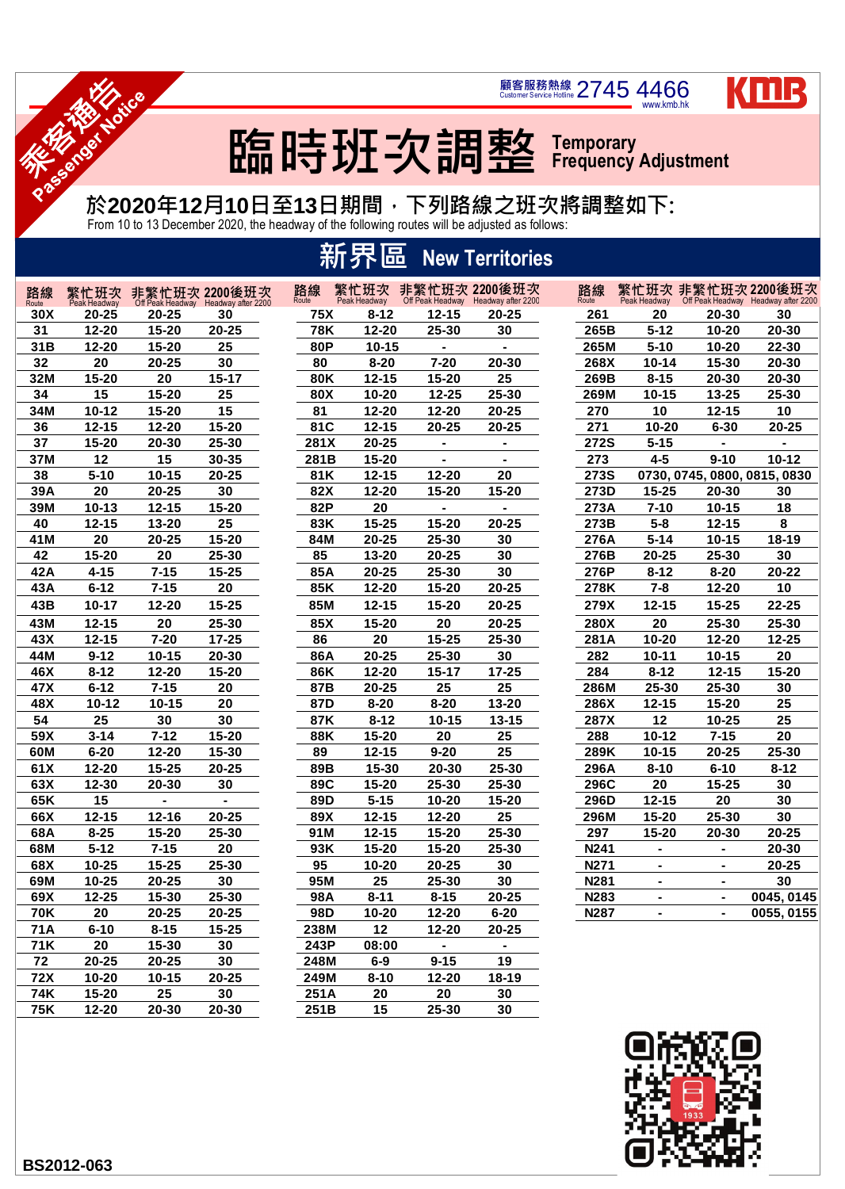乘客通告 Passenger Notice

顧客服務熱線 Customer Service Hotline 2745 4466 www.kmb.hk

KMB

# 臨時班次調整 Temporary Frequency Adjustment

**於2020年12月10日至13日期間，下列路線之班次將調整如下:**

From 10 to 13 December 2020, the headway of the following routes will be adjusted as follows:

## 新界區 New Territories

| 路線 Route | 繁忙班次 Peak Headway | 非繁忙班次 Off Peak Headway | 2200後班次 Headway after 2200 |
|---|---|---|---|
| 30X | 20-25 | 20-25 | 30 |
| 31 | 12-20 | 15-20 | 20-25 |
| 31B | 12-20 | 15-20 | 25 |
| 32 | 20 | 20-25 | 30 |
| 32M | 15-20 | 20 | 15-17 |
| 34 | 15 | 15-20 | 25 |
| 34M | 10-12 | 15-20 | 15 |
| 36 | 12-15 | 12-20 | 15-20 |
| 37 | 15-20 | 20-30 | 25-30 |
| 37M | 12 | 15 | 30-35 |
| 38 | 5-10 | 10-15 | 20-25 |
| 39A | 20 | 20-25 | 30 |
| 39M | 10-13 | 12-15 | 15-20 |
| 40 | 12-15 | 13-20 | 25 |
| 41M | 20 | 20-25 | 15-20 |
| 42 | 15-20 | 20 | 25-30 |
| 42A | 4-15 | 7-15 | 15-25 |
| 43A | 6-12 | 7-15 | 20 |
| 43B | 10-17 | 12-20 | 15-25 |
| 43M | 12-15 | 20 | 25-30 |
| 43X | 12-15 | 7-20 | 17-25 |
| 44M | 9-12 | 10-15 | 20-30 |
| 46X | 8-12 | 12-20 | 15-20 |
| 47X | 6-12 | 7-15 | 20 |
| 48X | 10-12 | 10-15 | 20 |
| 54 | 25 | 30 | 30 |
| 59X | 3-14 | 7-12 | 15-20 |
| 60M | 6-20 | 12-20 | 15-30 |
| 61X | 12-20 | 15-25 | 20-25 |
| 63X | 12-30 | 20-30 | 30 |
| 65K | 15 | - | - |
| 66X | 12-15 | 12-16 | 20-25 |
| 68A | 8-25 | 15-20 | 25-30 |
| 68M | 5-12 | 7-15 | 20 |
| 68X | 10-25 | 15-25 | 25-30 |
| 69M | 10-25 | 20-25 | 30 |
| 69X | 12-25 | 15-30 | 25-30 |
| 70K | 20 | 20-25 | 20-25 |
| 71A | 6-10 | 8-15 | 15-25 |
| 71K | 20 | 15-30 | 30 |
| 72 | 20-25 | 20-25 | 30 |
| 72X | 10-20 | 10-15 | 20-25 |
| 74K | 15-20 | 25 | 30 |
| 75K | 12-20 | 20-30 | 20-30 |
| 75X | 8-12 | 12-15 | 20-25 |
| 78K | 12-20 | 25-30 | 30 |
| 80P | 10-15 | - | - |
| 80 | 8-20 | 7-20 | 20-30 |
| 80K | 12-15 | 15-20 | 25 |
| 80X | 10-20 | 12-25 | 25-30 |
| 81 | 12-20 | 12-20 | 20-25 |
| 81C | 12-15 | 20-25 | 20-25 |
| 281X | 20-25 | - | - |
| 281B | 15-20 | - | - |
| 81K | 12-15 | 12-20 | 20 |
| 82X | 12-20 | 15-20 | 15-20 |
| 82P | 20 | - | - |
| 83K | 15-25 | 15-20 | 20-25 |
| 84M | 20-25 | 25-30 | 30 |
| 85 | 13-20 | 20-25 | 30 |
| 85A | 20-25 | 25-30 | 30 |
| 85K | 12-20 | 15-20 | 20-25 |
| 85M | 12-15 | 15-20 | 20-25 |
| 85X | 15-20 | 20 | 20-25 |
| 86 | 20 | 15-25 | 25-30 |
| 86A | 20-25 | 25-30 | 30 |
| 86K | 12-20 | 15-17 | 17-25 |
| 87B | 20-25 | 25 | 25 |
| 87D | 8-20 | 8-20 | 13-20 |
| 87K | 8-12 | 10-15 | 13-15 |
| 88K | 15-20 | 20 | 25 |
| 89 | 12-15 | 9-20 | 25 |
| 89B | 15-30 | 20-30 | 25-30 |
| 89C | 15-20 | 25-30 | 25-30 |
| 89D | 5-15 | 10-20 | 15-20 |
| 89X | 12-15 | 12-20 | 25 |
| 91M | 12-15 | 15-20 | 25-30 |
| 93K | 15-20 | 15-20 | 25-30 |
| 95 | 10-20 | 20-25 | 30 |
| 95M | 25 | 25-30 | 30 |
| 98A | 8-11 | 8-15 | 20-25 |
| 98D | 10-20 | 12-20 | 6-20 |
| 238M | 12 | 12-20 | 20-25 |
| 243P | 08:00 | - | - |
| 248M | 6-9 | 9-15 | 19 |
| 249M | 8-10 | 12-20 | 18-19 |
| 251A | 20 | 20 | 30 |
| 251B | 15 | 25-30 | 30 |
| 261 | 20 | 20-30 | 30 |
| 265B | 5-12 | 10-20 | 20-30 |
| 265M | 5-10 | 10-20 | 22-30 |
| 268X | 10-14 | 15-30 | 20-30 |
| 269B | 8-15 | 20-30 | 20-30 |
| 269M | 10-15 | 13-25 | 25-30 |
| 270 | 10 | 12-15 | 10 |
| 271 | 10-20 | 6-30 | 20-25 |
| 272S | 5-15 | - | - |
| 273 | 4-5 | 9-10 | 10-12 |
| 273S | 0730, 0745, 0800, 0815, 0830 | | |
| 273D | 15-25 | 20-30 | 30 |
| 273A | 7-10 | 10-15 | 18 |
| 273B | 5-8 | 12-15 | 8 |
| 276A | 5-14 | 10-15 | 18-19 |
| 276B | 20-25 | 25-30 | 30 |
| 276P | 8-12 | 8-20 | 20-22 |
| 278K | 7-8 | 12-20 | 10 |
| 279X | 12-15 | 15-25 | 22-25 |
| 280X | 20 | 25-30 | 25-30 |
| 281A | 10-20 | 12-20 | 12-25 |
| 282 | 10-11 | 10-15 | 20 |
| 284 | 8-12 | 12-15 | 15-20 |
| 286M | 25-30 | 25-30 | 30 |
| 286X | 12-15 | 15-20 | 25 |
| 287X | 12 | 10-25 | 25 |
| 288 | 10-12 | 7-15 | 20 |
| 289K | 10-15 | 20-25 | 25-30 |
| 296A | 8-10 | 6-10 | 8-12 |
| 296C | 20 | 15-25 | 30 |
| 296D | 12-15 | 20 | 30 |
| 296M | 15-20 | 25-30 | 30 |
| 297 | 15-20 | 20-30 | 20-25 |
| N241 | - | - | 20-30 |
| N271 | - | - | 20-25 |
| N281 | - | - | 30 |
| N283 | - | - | 0045, 0145 |
| N287 | - | - | 0055, 0155 |

BS2012-063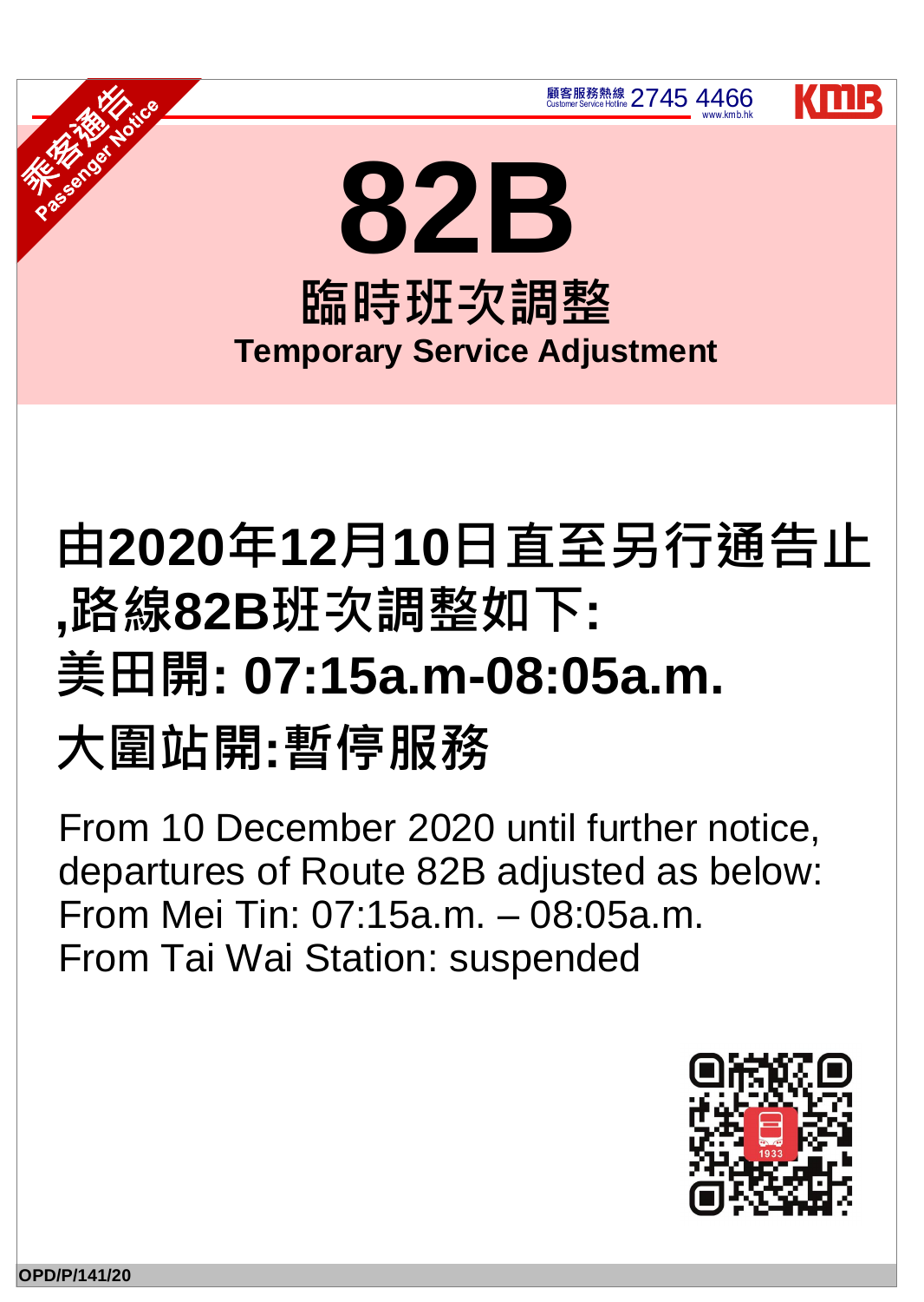乘客通告 Passenger Notice

顧客服務熱線 Customer Service Hotline 2745 4466 www.kmb.hk

KMB

# 82B

## 臨時班次調整

## Temporary Service Adjustment

**由2020年12月10日直至另行通告止,路線82B班次調整如下:**

**美田開: 07:15a.m-08:05a.m.**

**大圍站開:暫停服務**

From 10 December 2020 until further notice, departures of Route 82B adjusted as below:
From Mei Tin: 07:15a.m. – 08:05a.m.
From Tai Wai Station: suspended

1933

OPD/P/141/20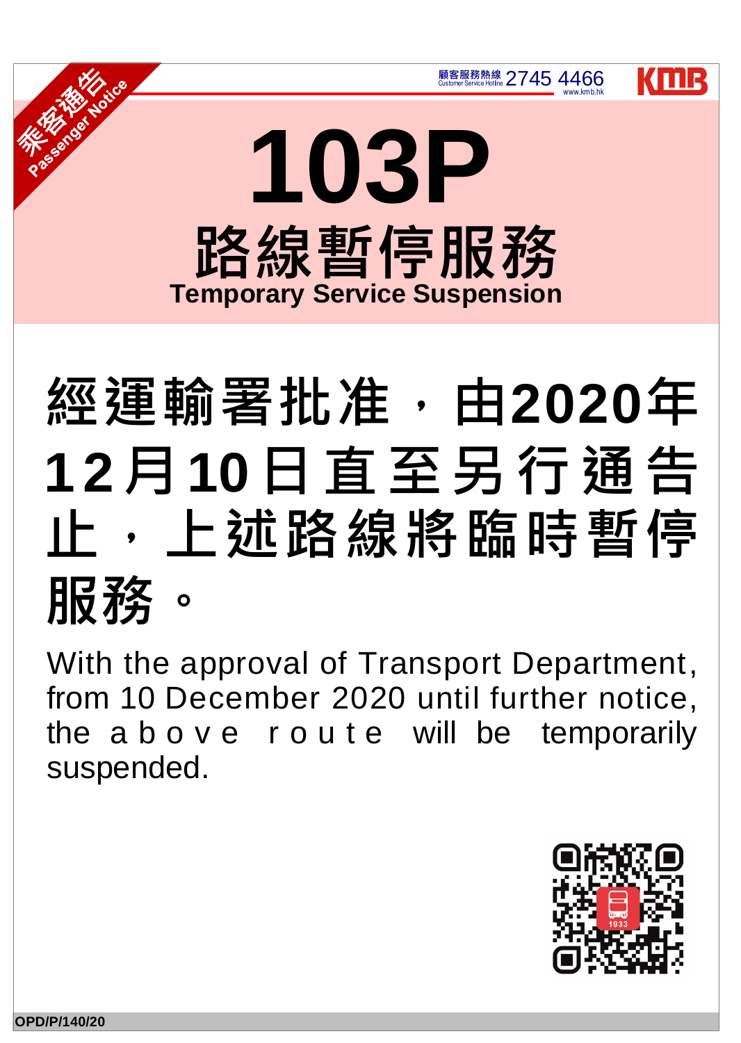乘客通告 Passenger Notice

顧客服務熱線 Customer Service Hotline 2745 4466 www.kmb.hk

KMB

# 103P

## 路線暫停服務
## Temporary Service Suspension

**經運輸署批准，由2020年12月10日直至另行通告止，上述路線將臨時暫停服務。**

With the approval of Transport Department, from 10 December 2020 until further notice, the above route will be temporarily suspended.

1933

OPD/P/140/20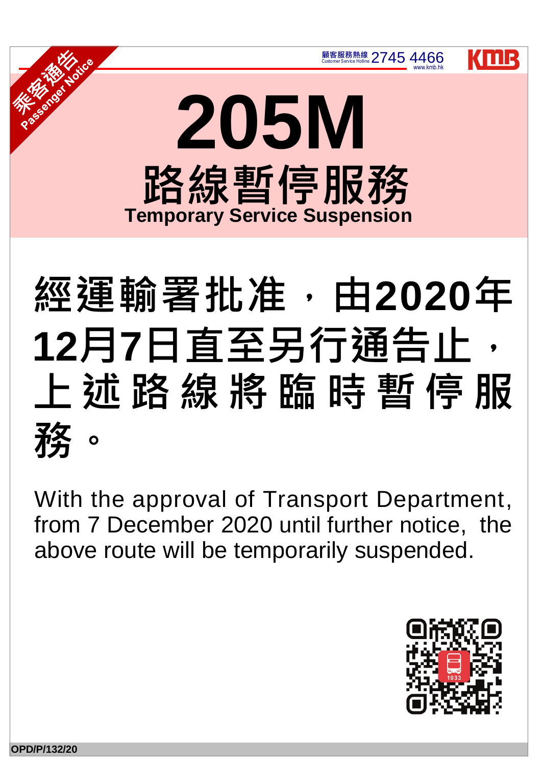乘客通告 Passenger Notice

顧客服務熱線 Customer Service Hotline 2745 4466 www.kmb.hk

KMB

# 205M

## 路線暫停服務
Temporary Service Suspension

**經運輸署批准，由2020年12月7日直至另行通告止，上述路線將臨時暫停服務。**

With the approval of Transport Department, from 7 December 2020 until further notice, the above route will be temporarily suspended.

OPD/P/132/20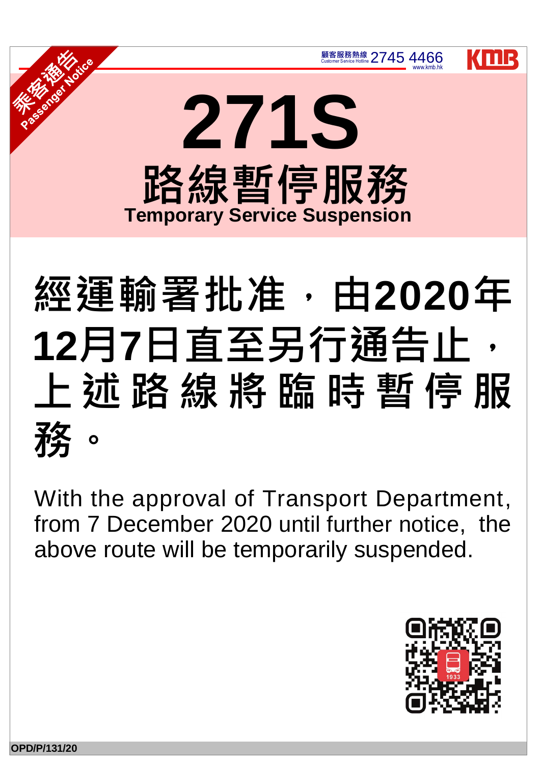乘客通告 Passenger Notice

顧客服務熱線 Customer Service Hotline 2745 4466 www.kmb.hk

KMB

# 271S

## 路線暫停服務
## Temporary Service Suspension

**經運輸署批准，由2020年12月7日直至另行通告止，上述路線將臨時暫停服務。**

With the approval of Transport Department, from 7 December 2020 until further notice, the above route will be temporarily suspended.

OPD/P/131/20